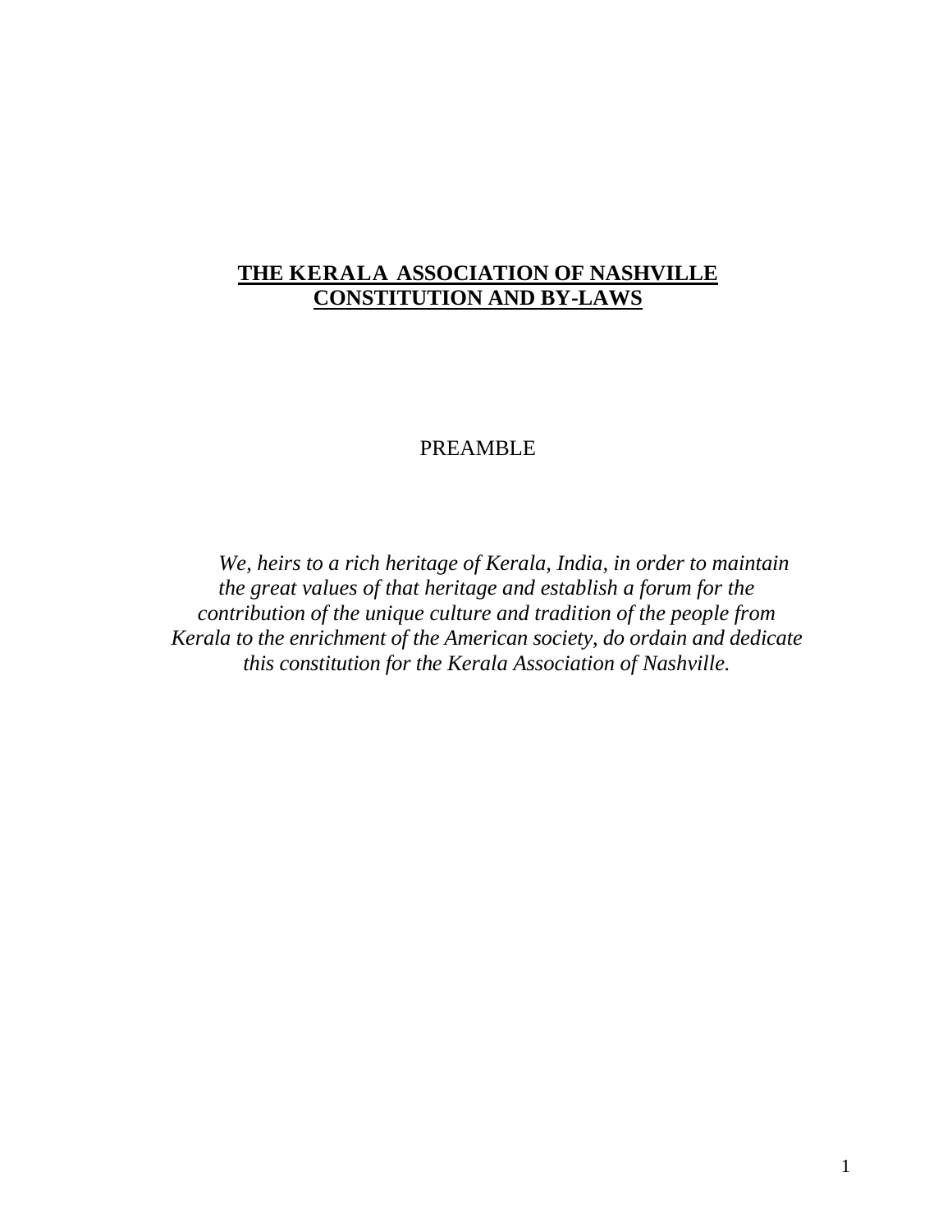# **THE KERALA ASSOCIATION OF NASHVILLE CONSTITUTION AND BY-LAWS**

## PREAMBLE

*We, heirs to a rich heritage of Kerala, India, in order to maintain the great values of that heritage and establish a forum for the contribution of the unique culture and tradition of the people from Kerala to the enrichment of the American society, do ordain and dedicate this constitution for the Kerala Association of Nashville.*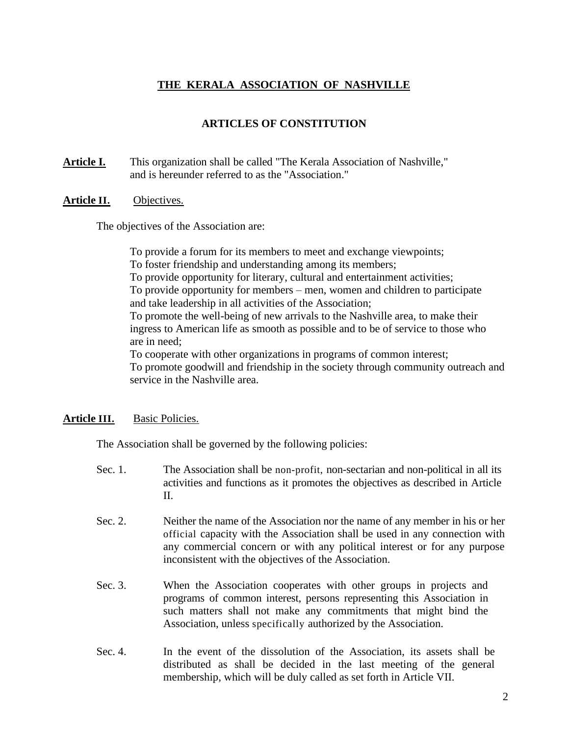# THE KERALA ASSOCIATION OF NASHVILLE

## ARTICLES OF CONSTITUTION

**Article I.** This organization shall be called "The Kerala Association of Nashville," and is hereunder referred to as the "Association."

**Article II.** Objectives.

The objectives of the Association are:

To provide a forum for its members to meet and exchange viewpoints;
To foster friendship and understanding among its members;
To provide opportunity for literary, cultural and entertainment activities;
To provide opportunity for members – men, women and children to participate and take leadership in all activities of the Association;
To promote the well-being of new arrivals to the Nashville area, to make their ingress to American life as smooth as possible and to be of service to those who are in need;
To cooperate with other organizations in programs of common interest;
To promote goodwill and friendship in the society through community outreach and service in the Nashville area.

**Article III.** Basic Policies.

The Association shall be governed by the following policies:

Sec. 1. The Association shall be non-profit, non-sectarian and non-political in all its activities and functions as it promotes the objectives as described in Article II.

Sec. 2. Neither the name of the Association nor the name of any member in his or her official capacity with the Association shall be used in any connection with any commercial concern or with any political interest or for any purpose inconsistent with the objectives of the Association.

Sec. 3. When the Association cooperates with other groups in projects and programs of common interest, persons representing this Association in such matters shall not make any commitments that might bind the Association, unless specifically authorized by the Association.

Sec. 4. In the event of the dissolution of the Association, its assets shall be distributed as shall be decided in the last meeting of the general membership, which will be duly called as set forth in Article VII.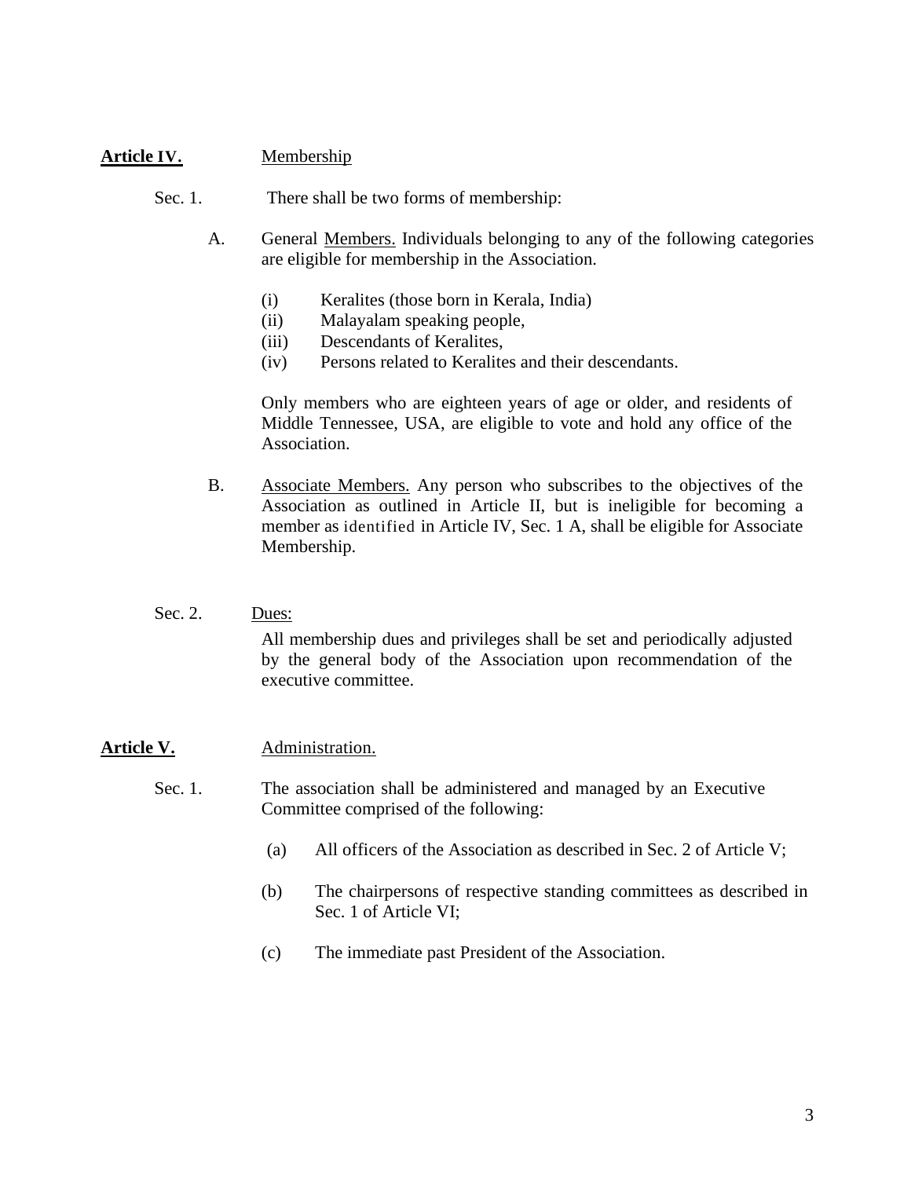## **Article IV.** Membership

Sec. 1. There shall be two forms of membership:

A. General Members. Individuals belonging to any of the following categories are eligible for membership in the Association.

(i) Keralites (those born in Kerala, India)
(ii) Malayalam speaking people,
(iii) Descendants of Keralites,
(iv) Persons related to Keralites and their descendants.

Only members who are eighteen years of age or older, and residents of Middle Tennessee, USA, are eligible to vote and hold any office of the Association.

B. Associate Members. Any person who subscribes to the objectives of the Association as outlined in Article II, but is ineligible for becoming a member as identified in Article IV, Sec. 1 A, shall be eligible for Associate Membership.

Sec. 2. Dues:

All membership dues and privileges shall be set and periodically adjusted by the general body of the Association upon recommendation of the executive committee.

## **Article V.** Administration.

Sec. 1. The association shall be administered and managed by an Executive Committee comprised of the following:

(a) All officers of the Association as described in Sec. 2 of Article V;

(b) The chairpersons of respective standing committees as described in Sec. 1 of Article VI;

(c) The immediate past President of the Association.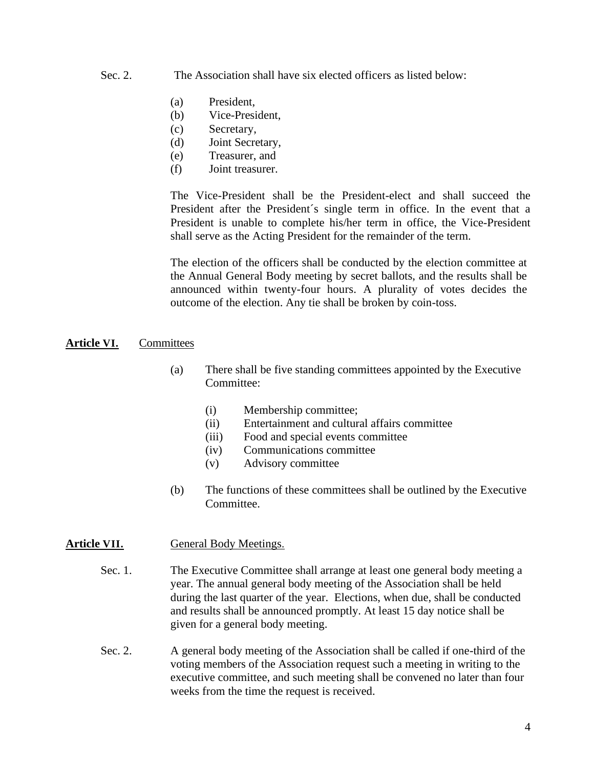Sec. 2. The Association shall have six elected officers as listed below:

(a) President,
(b) Vice-President,
(c) Secretary,
(d) Joint Secretary,
(e) Treasurer, and
(f) Joint treasurer.

The Vice-President shall be the President-elect and shall succeed the President after the President´s single term in office. In the event that a President is unable to complete his/her term in office, the Vice-President shall serve as the Acting President for the remainder of the term.

The election of the officers shall be conducted by the election committee at the Annual General Body meeting by secret ballots, and the results shall be announced within twenty-four hours. A plurality of votes decides the outcome of the election. Any tie shall be broken by coin-toss.

**Article VI.** Committees

(a) There shall be five standing committees appointed by the Executive Committee:

(i) Membership committee;
(ii) Entertainment and cultural affairs committee
(iii) Food and special events committee
(iv) Communications committee
(v) Advisory committee

(b) The functions of these committees shall be outlined by the Executive Committee.

**Article VII.** General Body Meetings.

Sec. 1. The Executive Committee shall arrange at least one general body meeting a year. The annual general body meeting of the Association shall be held during the last quarter of the year. Elections, when due, shall be conducted and results shall be announced promptly. At least 15 day notice shall be given for a general body meeting.

Sec. 2. A general body meeting of the Association shall be called if one-third of the voting members of the Association request such a meeting in writing to the executive committee, and such meeting shall be convened no later than four weeks from the time the request is received.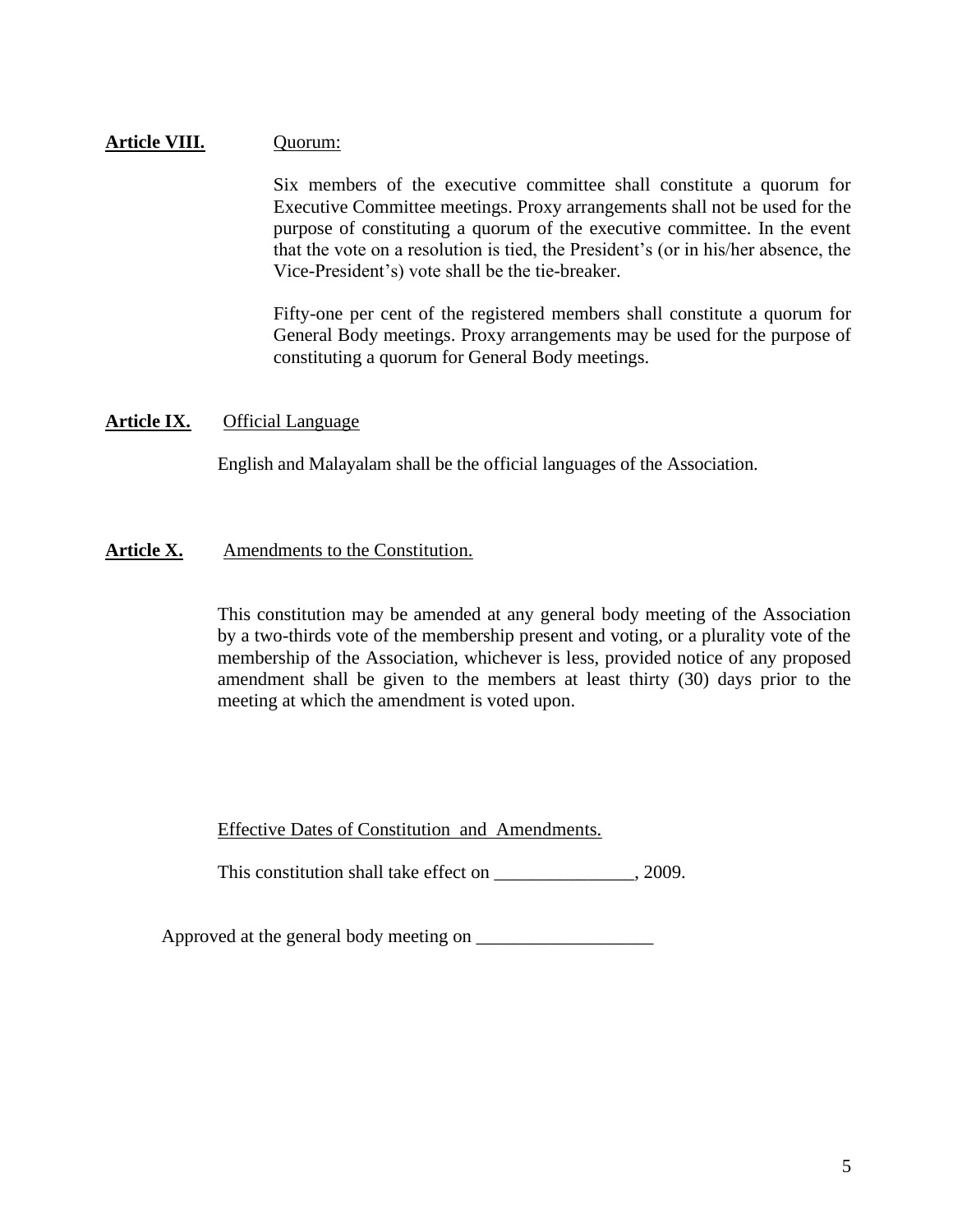**Article VIII.** Quorum:

Six members of the executive committee shall constitute a quorum for Executive Committee meetings. Proxy arrangements shall not be used for the purpose of constituting a quorum of the executive committee. In the event that the vote on a resolution is tied, the President's (or in his/her absence, the Vice-President's) vote shall be the tie-breaker.

Fifty-one per cent of the registered members shall constitute a quorum for General Body meetings. Proxy arrangements may be used for the purpose of constituting a quorum for General Body meetings.

**Article IX.** Official Language

English and Malayalam shall be the official languages of the Association.

**Article X.** Amendments to the Constitution.

This constitution may be amended at any general body meeting of the Association by a two-thirds vote of the membership present and voting, or a plurality vote of the membership of the Association, whichever is less, provided notice of any proposed amendment shall be given to the members at least thirty (30) days prior to the meeting at which the amendment is voted upon.

Effective Dates of Constitution and Amendments.

This constitution shall take effect on _______________, 2009.

Approved at the general body meeting on ___________________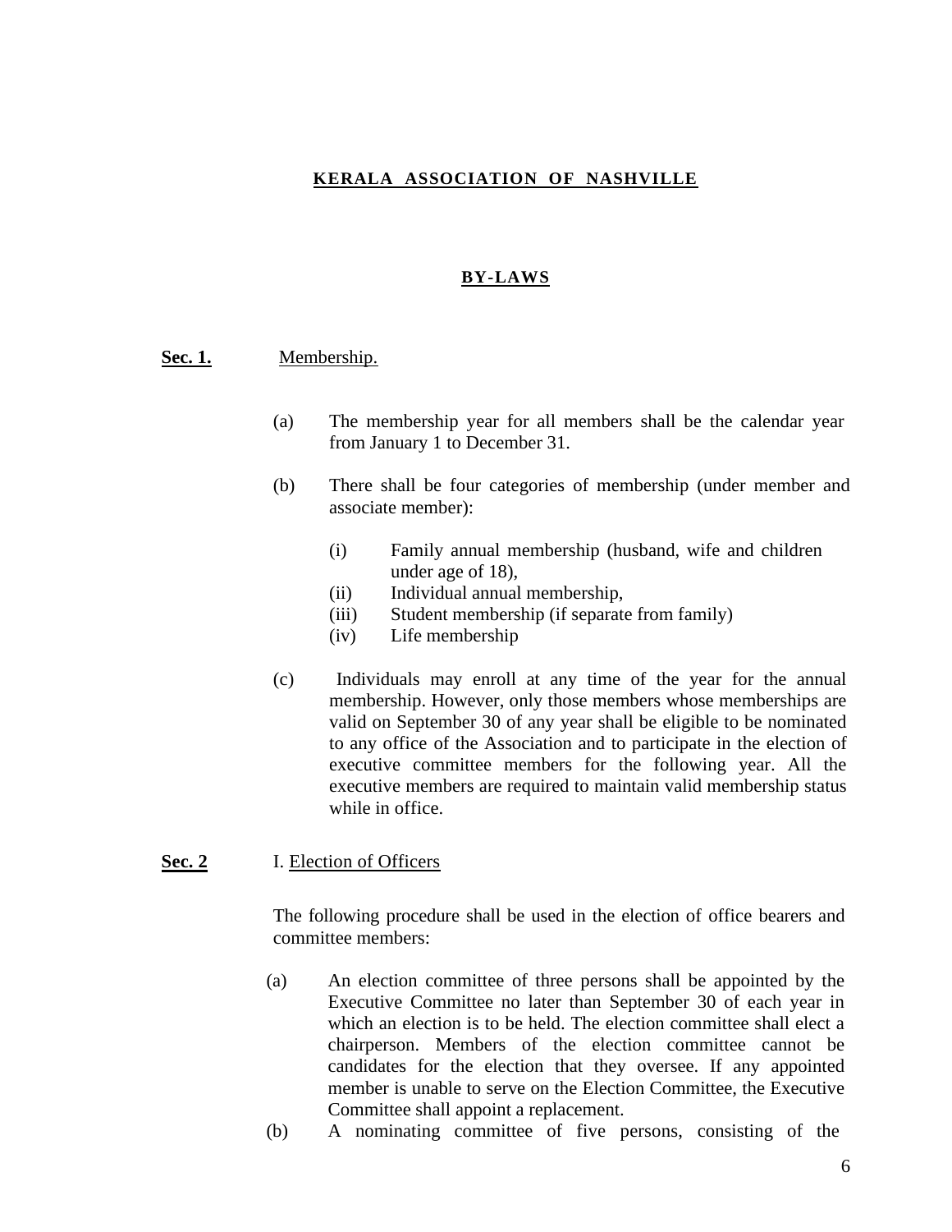# KERALA ASSOCIATION OF NASHVILLE

## BY-LAWS

**Sec. 1.** Membership.

(a) The membership year for all members shall be the calendar year from January 1 to December 31.

(b) There shall be four categories of membership (under member and associate member):

- (i) Family annual membership (husband, wife and children under age of 18),
- (ii) Individual annual membership,
- (iii) Student membership (if separate from family)
- (iv) Life membership

(c) Individuals may enroll at any time of the year for the annual membership. However, only those members whose memberships are valid on September 30 of any year shall be eligible to be nominated to any office of the Association and to participate in the election of executive committee members for the following year. All the executive members are required to maintain valid membership status while in office.

**Sec. 2** I. Election of Officers

The following procedure shall be used in the election of office bearers and committee members:

(a) An election committee of three persons shall be appointed by the Executive Committee no later than September 30 of each year in which an election is to be held. The election committee shall elect a chairperson. Members of the election committee cannot be candidates for the election that they oversee. If any appointed member is unable to serve on the Election Committee, the Executive Committee shall appoint a replacement.

(b) A nominating committee of five persons, consisting of the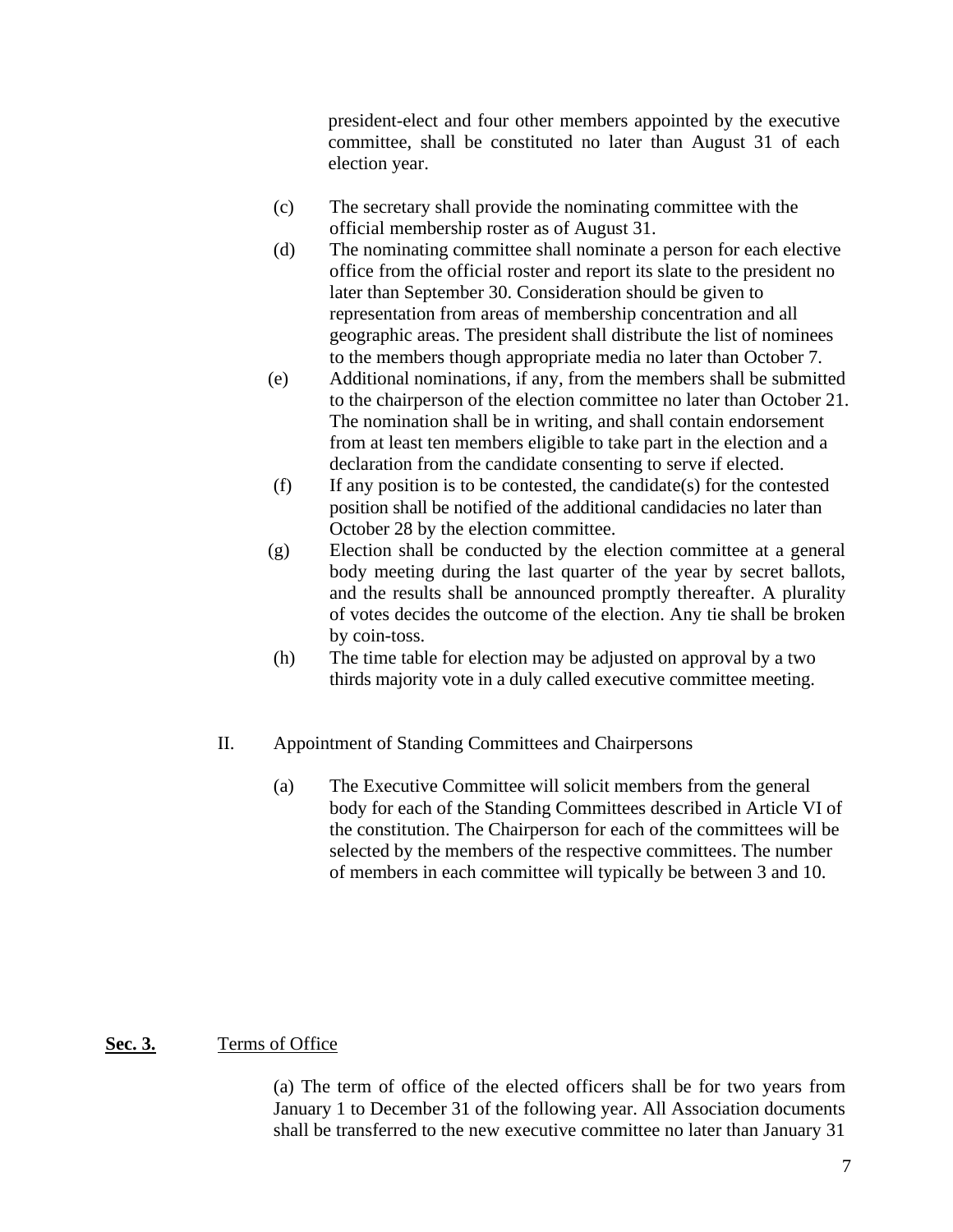president-elect and four other members appointed by the executive committee, shall be constituted no later than August 31 of each election year.

(c) The secretary shall provide the nominating committee with the official membership roster as of August 31.

(d) The nominating committee shall nominate a person for each elective office from the official roster and report its slate to the president no later than September 30. Consideration should be given to representation from areas of membership concentration and all geographic areas. The president shall distribute the list of nominees to the members though appropriate media no later than October 7.

(e) Additional nominations, if any, from the members shall be submitted to the chairperson of the election committee no later than October 21. The nomination shall be in writing, and shall contain endorsement from at least ten members eligible to take part in the election and a declaration from the candidate consenting to serve if elected.

(f) If any position is to be contested, the candidate(s) for the contested position shall be notified of the additional candidacies no later than October 28 by the election committee.

(g) Election shall be conducted by the election committee at a general body meeting during the last quarter of the year by secret ballots, and the results shall be announced promptly thereafter. A plurality of votes decides the outcome of the election. Any tie shall be broken by coin-toss.

(h) The time table for election may be adjusted on approval by a two thirds majority vote in a duly called executive committee meeting.

II. Appointment of Standing Committees and Chairpersons

(a) The Executive Committee will solicit members from the general body for each of the Standing Committees described in Article VI of the constitution. The Chairperson for each of the committees will be selected by the members of the respective committees. The number of members in each committee will typically be between 3 and 10.

**Sec. 3.** Terms of Office

(a) The term of office of the elected officers shall be for two years from January 1 to December 31 of the following year. All Association documents shall be transferred to the new executive committee no later than January 31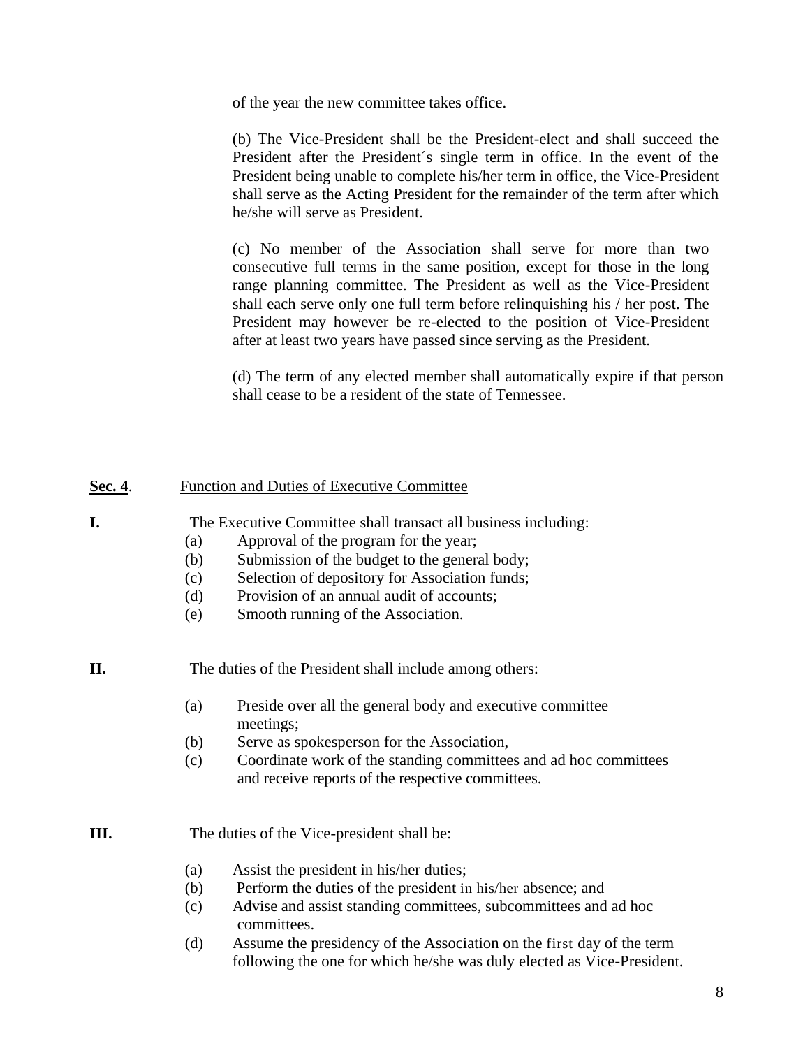of the year the new committee takes office.

(b) The Vice-President shall be the President-elect and shall succeed the President after the President´s single term in office. In the event of the President being unable to complete his/her term in office, the Vice-President shall serve as the Acting President for the remainder of the term after which he/she will serve as President.

(c) No member of the Association shall serve for more than two consecutive full terms in the same position, except for those in the long range planning committee. The President as well as the Vice-President shall each serve only one full term before relinquishing his / her post. The President may however be re-elected to the position of Vice-President after at least two years have passed since serving as the President.

(d) The term of any elected member shall automatically expire if that person shall cease to be a resident of the state of Tennessee.

**Sec. 4**. Function and Duties of Executive Committee

**I.** The Executive Committee shall transact all business including:

(a) Approval of the program for the year;
(b) Submission of the budget to the general body;
(c) Selection of depository for Association funds;
(d) Provision of an annual audit of accounts;
(e) Smooth running of the Association.

**II.** The duties of the President shall include among others:

(a) Preside over all the general body and executive committee meetings;
(b) Serve as spokesperson for the Association,
(c) Coordinate work of the standing committees and ad hoc committees and receive reports of the respective committees.

**III.** The duties of the Vice-president shall be:

(a) Assist the president in his/her duties;
(b) Perform the duties of the president in his/her absence; and
(c) Advise and assist standing committees, subcommittees and ad hoc committees.
(d) Assume the presidency of the Association on the first day of the term following the one for which he/she was duly elected as Vice-President.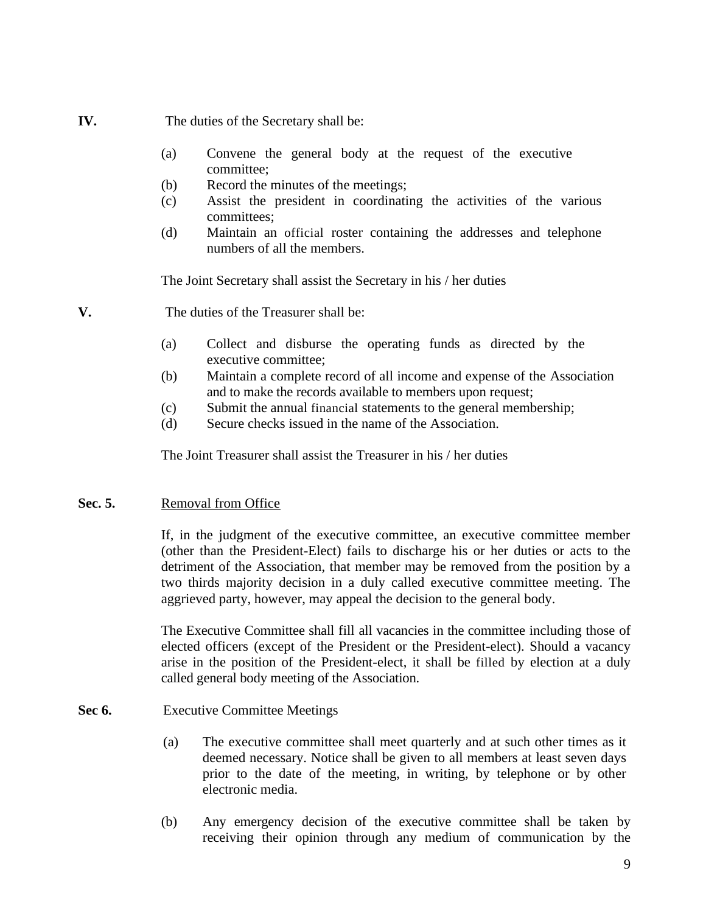**IV.** The duties of the Secretary shall be:

(a) Convene the general body at the request of the executive committee;
(b) Record the minutes of the meetings;
(c) Assist the president in coordinating the activities of the various committees;
(d) Maintain an official roster containing the addresses and telephone numbers of all the members.

The Joint Secretary shall assist the Secretary in his / her duties

**V.** The duties of the Treasurer shall be:

(a) Collect and disburse the operating funds as directed by the executive committee;
(b) Maintain a complete record of all income and expense of the Association and to make the records available to members upon request;
(c) Submit the annual financial statements to the general membership;
(d) Secure checks issued in the name of the Association.

The Joint Treasurer shall assist the Treasurer in his / her duties

**Sec. 5.** Removal from Office

If, in the judgment of the executive committee, an executive committee member (other than the President-Elect) fails to discharge his or her duties or acts to the detriment of the Association, that member may be removed from the position by a two thirds majority decision in a duly called executive committee meeting. The aggrieved party, however, may appeal the decision to the general body.

The Executive Committee shall fill all vacancies in the committee including those of elected officers (except of the President or the President-elect). Should a vacancy arise in the position of the President-elect, it shall be filled by election at a duly called general body meeting of the Association.

**Sec 6.** Executive Committee Meetings

(a) The executive committee shall meet quarterly and at such other times as it deemed necessary. Notice shall be given to all members at least seven days prior to the date of the meeting, in writing, by telephone or by other electronic media.

(b) Any emergency decision of the executive committee shall be taken by receiving their opinion through any medium of communication by the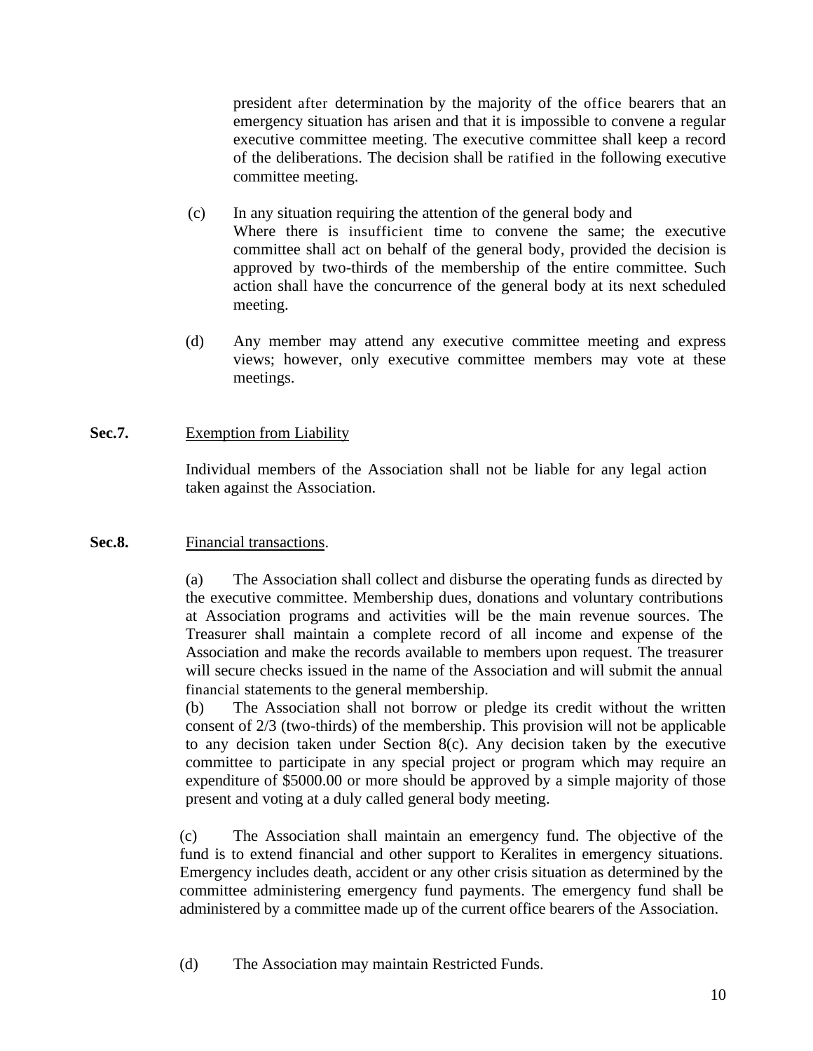president after determination by the majority of the office bearers that an emergency situation has arisen and that it is impossible to convene a regular executive committee meeting. The executive committee shall keep a record of the deliberations. The decision shall be ratified in the following executive committee meeting.

(c) In any situation requiring the attention of the general body and Where there is insufficient time to convene the same; the executive committee shall act on behalf of the general body, provided the decision is approved by two-thirds of the membership of the entire committee. Such action shall have the concurrence of the general body at its next scheduled meeting.

(d) Any member may attend any executive committee meeting and express views; however, only executive committee members may vote at these meetings.

**Sec.7.** Exemption from Liability

Individual members of the Association shall not be liable for any legal action taken against the Association.

**Sec.8.** Financial transactions.

(a) The Association shall collect and disburse the operating funds as directed by the executive committee. Membership dues, donations and voluntary contributions at Association programs and activities will be the main revenue sources. The Treasurer shall maintain a complete record of all income and expense of the Association and make the records available to members upon request. The treasurer will secure checks issued in the name of the Association and will submit the annual financial statements to the general membership.

(b) The Association shall not borrow or pledge its credit without the written consent of 2/3 (two-thirds) of the membership. This provision will not be applicable to any decision taken under Section 8(c). Any decision taken by the executive committee to participate in any special project or program which may require an expenditure of $5000.00 or more should be approved by a simple majority of those present and voting at a duly called general body meeting.

(c) The Association shall maintain an emergency fund. The objective of the fund is to extend financial and other support to Keralites in emergency situations. Emergency includes death, accident or any other crisis situation as determined by the committee administering emergency fund payments. The emergency fund shall be administered by a committee made up of the current office bearers of the Association.

(d) The Association may maintain Restricted Funds.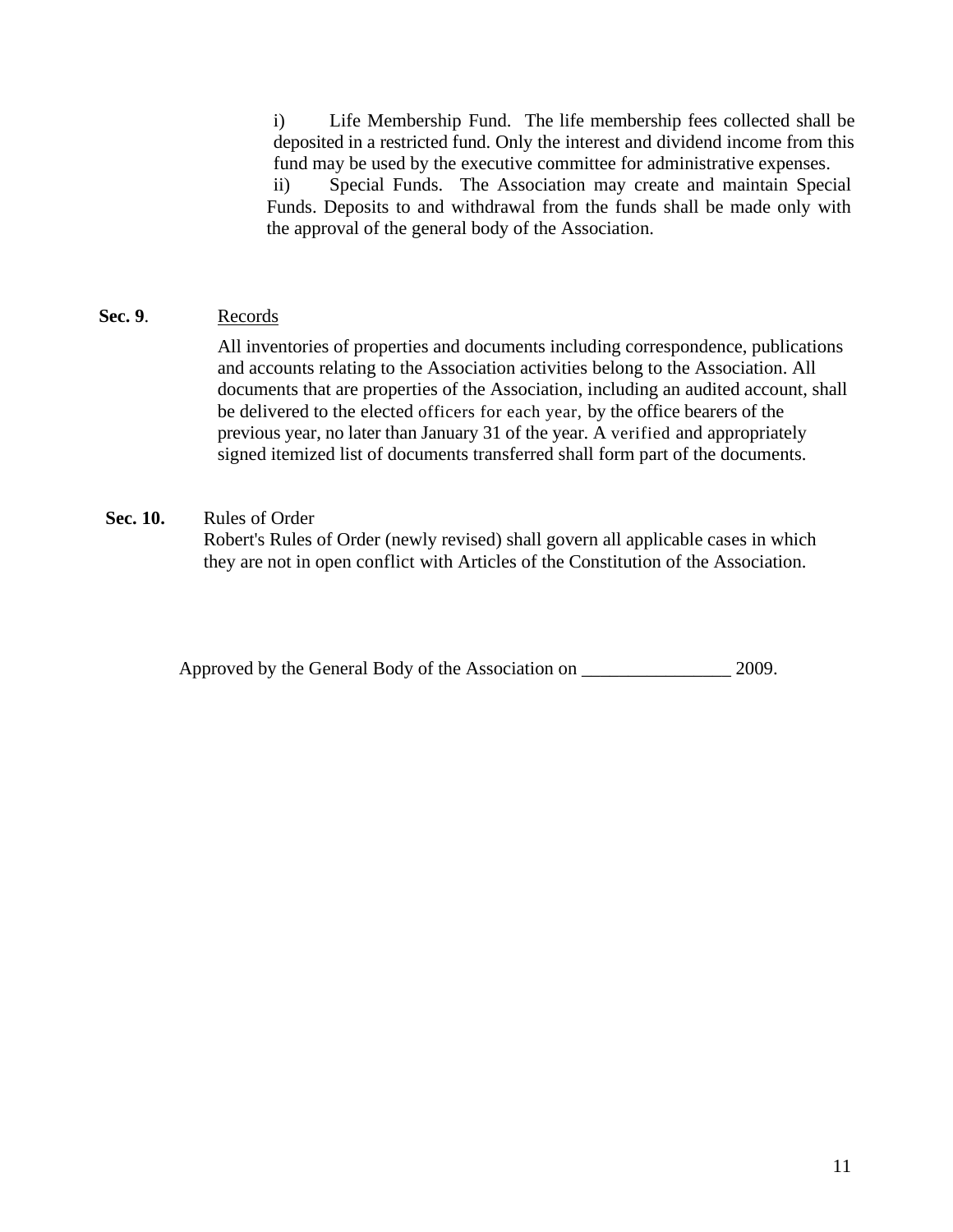i) Life Membership Fund. The life membership fees collected shall be deposited in a restricted fund. Only the interest and dividend income from this fund may be used by the executive committee for administrative expenses.

ii) Special Funds. The Association may create and maintain Special Funds. Deposits to and withdrawal from the funds shall be made only with the approval of the general body of the Association.

**Sec. 9**. Records

All inventories of properties and documents including correspondence, publications and accounts relating to the Association activities belong to the Association. All documents that are properties of the Association, including an audited account, shall be delivered to the elected officers for each year, by the office bearers of the previous year, no later than January 31 of the year. A verified and appropriately signed itemized list of documents transferred shall form part of the documents.

**Sec. 10.** Rules of Order

Robert's Rules of Order (newly revised) shall govern all applicable cases in which they are not in open conflict with Articles of the Constitution of the Association.

Approved by the General Body of the Association on ________________ 2009.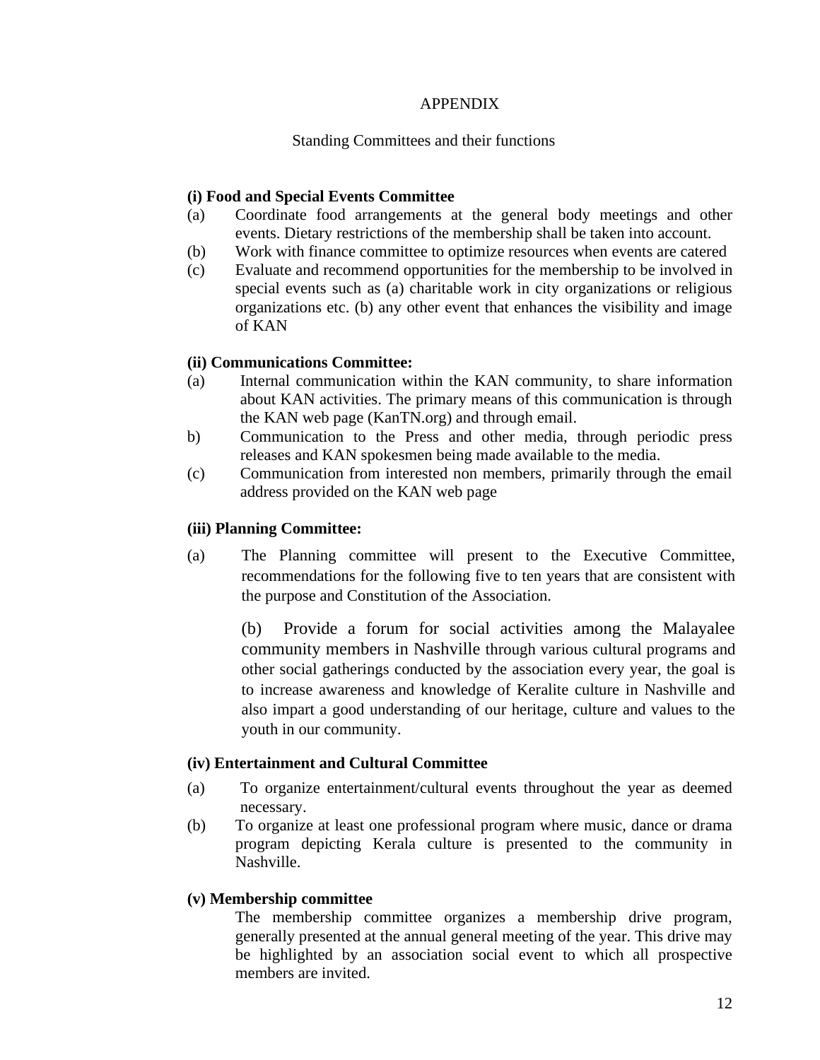# APPENDIX

## Standing Committees and their functions

**(i) Food and Special Events Committee**

(a) Coordinate food arrangements at the general body meetings and other events. Dietary restrictions of the membership shall be taken into account.

(b) Work with finance committee to optimize resources when events are catered

(c) Evaluate and recommend opportunities for the membership to be involved in special events such as (a) charitable work in city organizations or religious organizations etc. (b) any other event that enhances the visibility and image of KAN

**(ii) Communications Committee:**

(a) Internal communication within the KAN community, to share information about KAN activities. The primary means of this communication is through the KAN web page (KanTN.org) and through email.

b) Communication to the Press and other media, through periodic press releases and KAN spokesmen being made available to the media.

(c) Communication from interested non members, primarily through the email address provided on the KAN web page

**(iii) Planning Committee:**

(a) The Planning committee will present to the Executive Committee, recommendations for the following five to ten years that are consistent with the purpose and Constitution of the Association.

(b) Provide a forum for social activities among the Malayalee community members in Nashville through various cultural programs and other social gatherings conducted by the association every year, the goal is to increase awareness and knowledge of Keralite culture in Nashville and also impart a good understanding of our heritage, culture and values to the youth in our community.

**(iv) Entertainment and Cultural Committee**

(a) To organize entertainment/cultural events throughout the year as deemed necessary.

(b) To organize at least one professional program where music, dance or drama program depicting Kerala culture is presented to the community in Nashville.

**(v) Membership committee**

The membership committee organizes a membership drive program, generally presented at the annual general meeting of the year. This drive may be highlighted by an association social event to which all prospective members are invited.